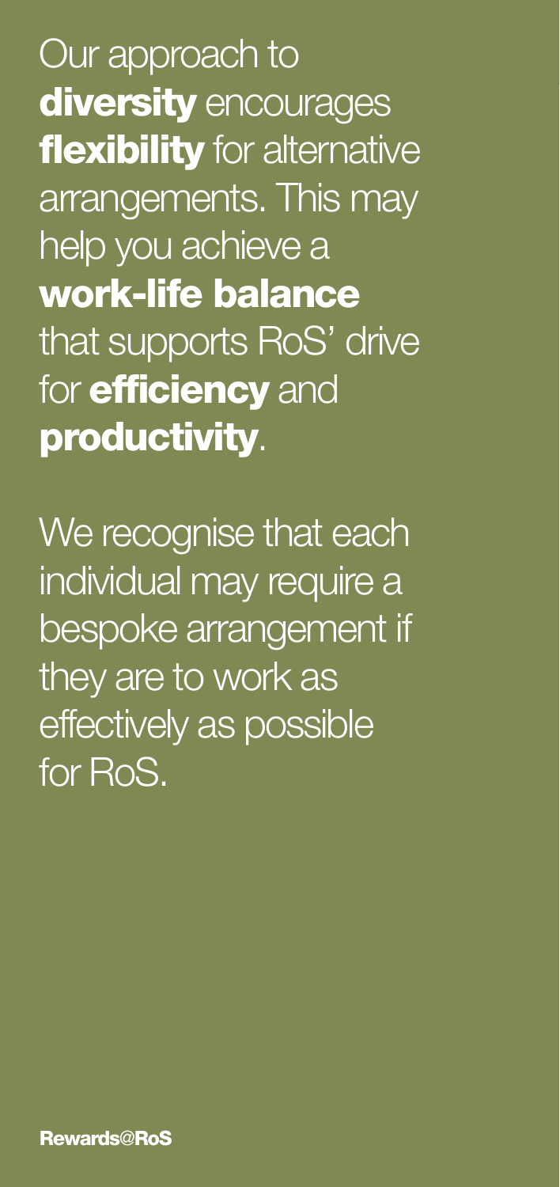Our approach to **diversity** encourages **flexibility** for alternative arrangements. This may help you achieve a **work-life balance** that supports RoS' drive for **efficiency** and **productivity**.

We recognise that each individual may require a bespoke arrangement if they are to work as effectively as possible for RoS.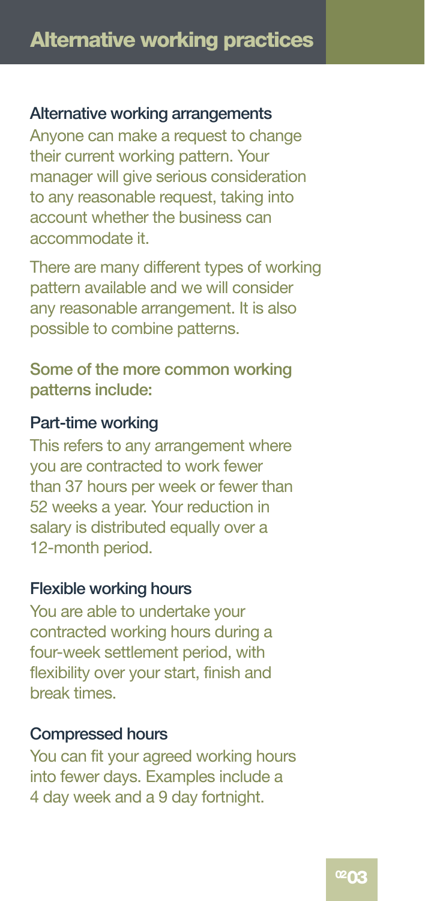# Alternative working practices

## Alternative working arrangements

Anyone can make a request to change their current working pattern. Your manager will give serious consideration to any reasonable request, taking into account whether the business can accommodate it.

There are many different types of working pattern available and we will consider any reasonable arrangement. It is also possible to combine patterns.

### Some of the more common working patterns include:

#### Part-time working

This refers to any arrangement where you are contracted to work fewer than 37 hours per week or fewer than 52 weeks a year. Your reduction in salary is distributed equally over a 12-month period.

#### Flexible working hours

You are able to undertake your contracted working hours during a four-week settlement period, with flexibility over your start, finish and break times.

#### Compressed hours

You can fit your agreed working hours into fewer days. Examples include a 4 day week and a 9 day fortnight.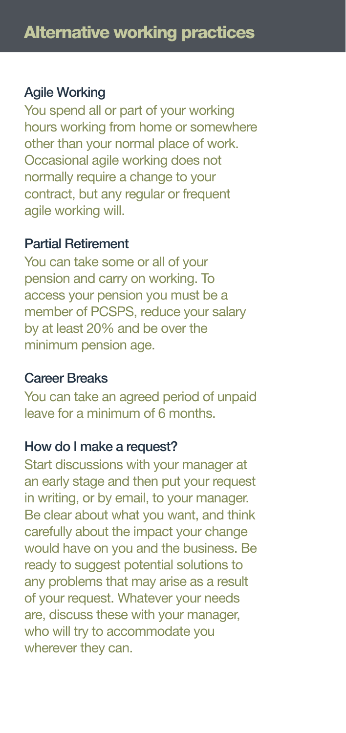# Alternative working practices

### Agile Working

You spend all or part of your working hours working from home or somewhere other than your normal place of work. Occasional agile working does not normally require a change to your contract, but any regular or frequent agile working will.

### Partial Retirement

You can take some or all of your pension and carry on working. To access your pension you must be a member of PCSPS, reduce your salary by at least 20% and be over the minimum pension age.

### Career Breaks

You can take an agreed period of unpaid leave for a minimum of 6 months.

### How do I make a request?

Start discussions with your manager at an early stage and then put your request in writing, or by email, to your manager. Be clear about what you want, and think carefully about the impact your change would have on you and the business. Be ready to suggest potential solutions to any problems that may arise as a result of your request. Whatever your needs are, discuss these with your manager, who will try to accommodate you wherever they can.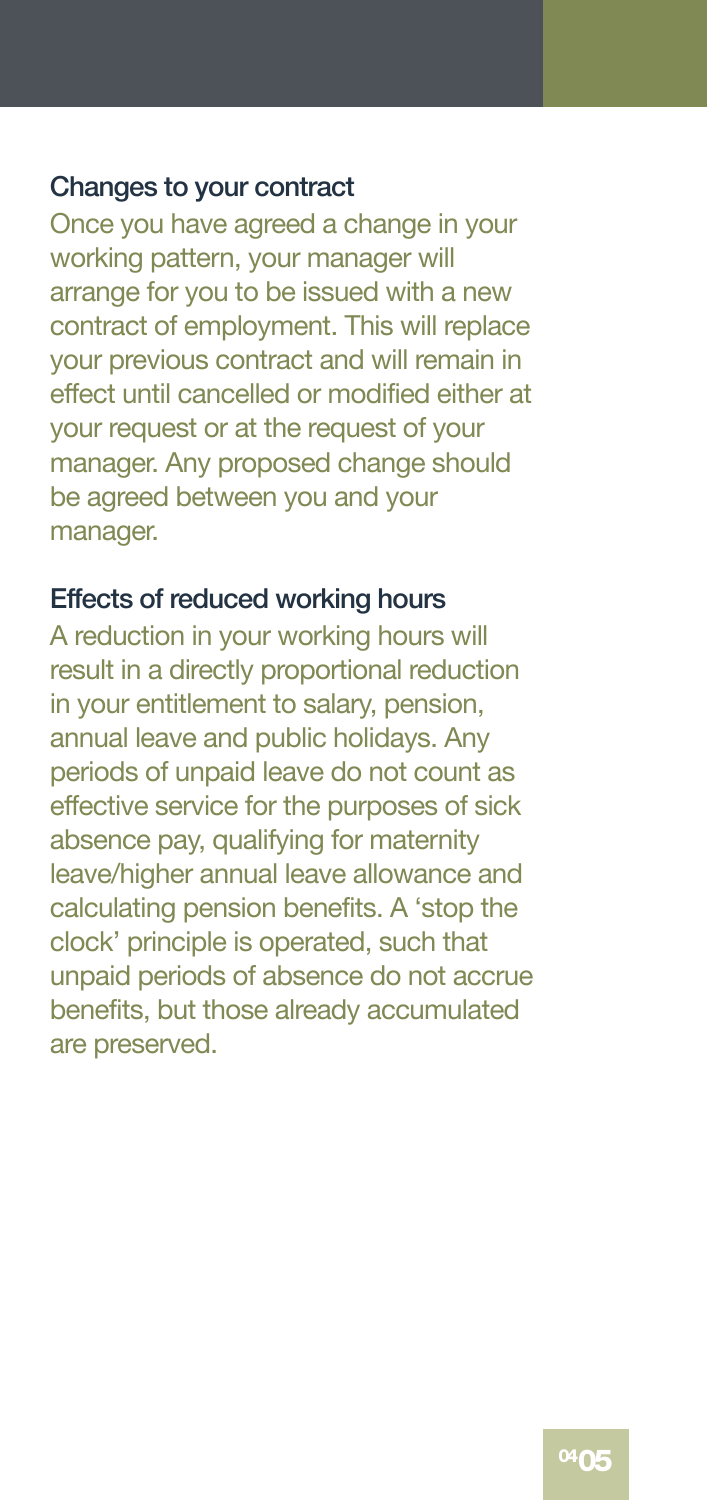### Changes to your contract

Once you have agreed a change in your working pattern, your manager will arrange for you to be issued with a new contract of employment. This will replace your previous contract and will remain in effect until cancelled or modified either at your request or at the request of your manager. Any proposed change should be agreed between you and your manager.

### Effects of reduced working hours

A reduction in your working hours will result in a directly proportional reduction in your entitlement to salary, pension, annual leave and public holidays. Any periods of unpaid leave do not count as effective service for the purposes of sick absence pay, qualifying for maternity leave/higher annual leave allowance and calculating pension benefits. A 'stop the clock' principle is operated, such that unpaid periods of absence do not accrue benefits, but those already accumulated are preserved.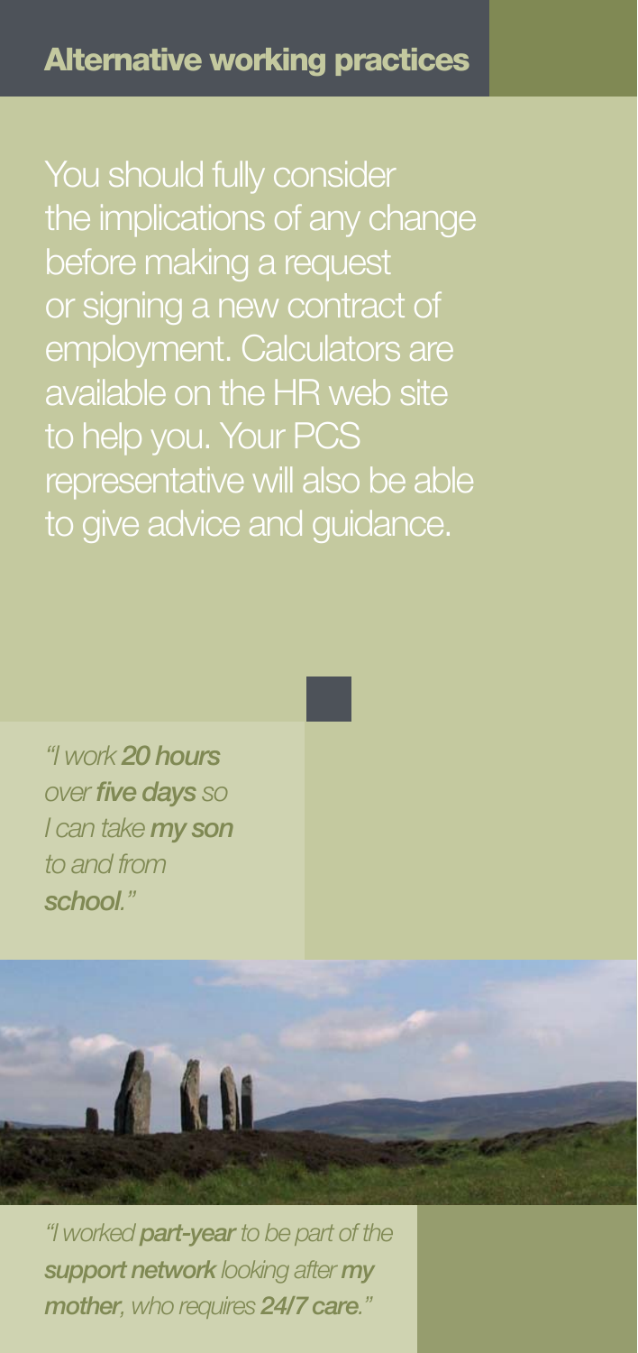## Alternative working practices

You should fully consider the implications of any change before making a request or signing a new contract of employment. Calculators are available on the HR web site to help you. Your PCS representative will also be able to give advice and guidance.

*"I work **20 hours** over **five days** so I can take **my son** to and from **school**."*

*"I worked **part-year** to be part of the **support network** looking after **my mother**, who requires **24/7 care**."*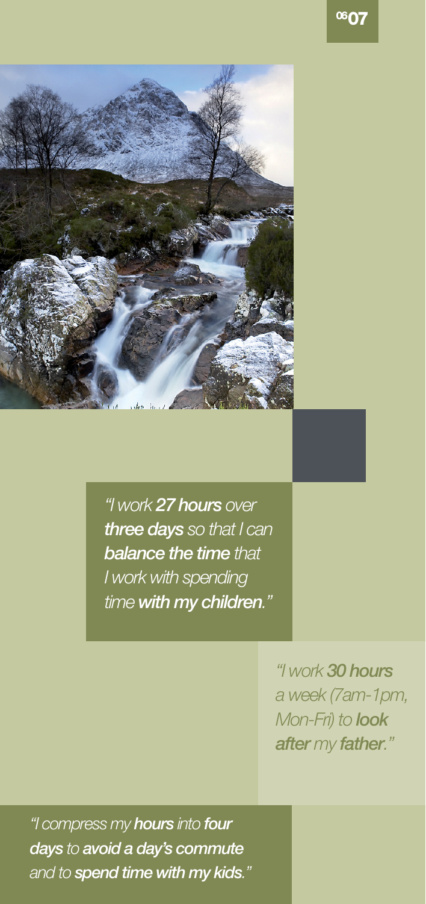*"I work **27 hours** over **three days** so that I can **balance the time** that I work with spending time **with my children.**"*

*"I work **30 hours** a week (7am-1pm, Mon-Fri) to **look after** my **father**."*

*"I compress my **hours** into **four days** to **avoid a day's commute** and to **spend time with my kids**."*